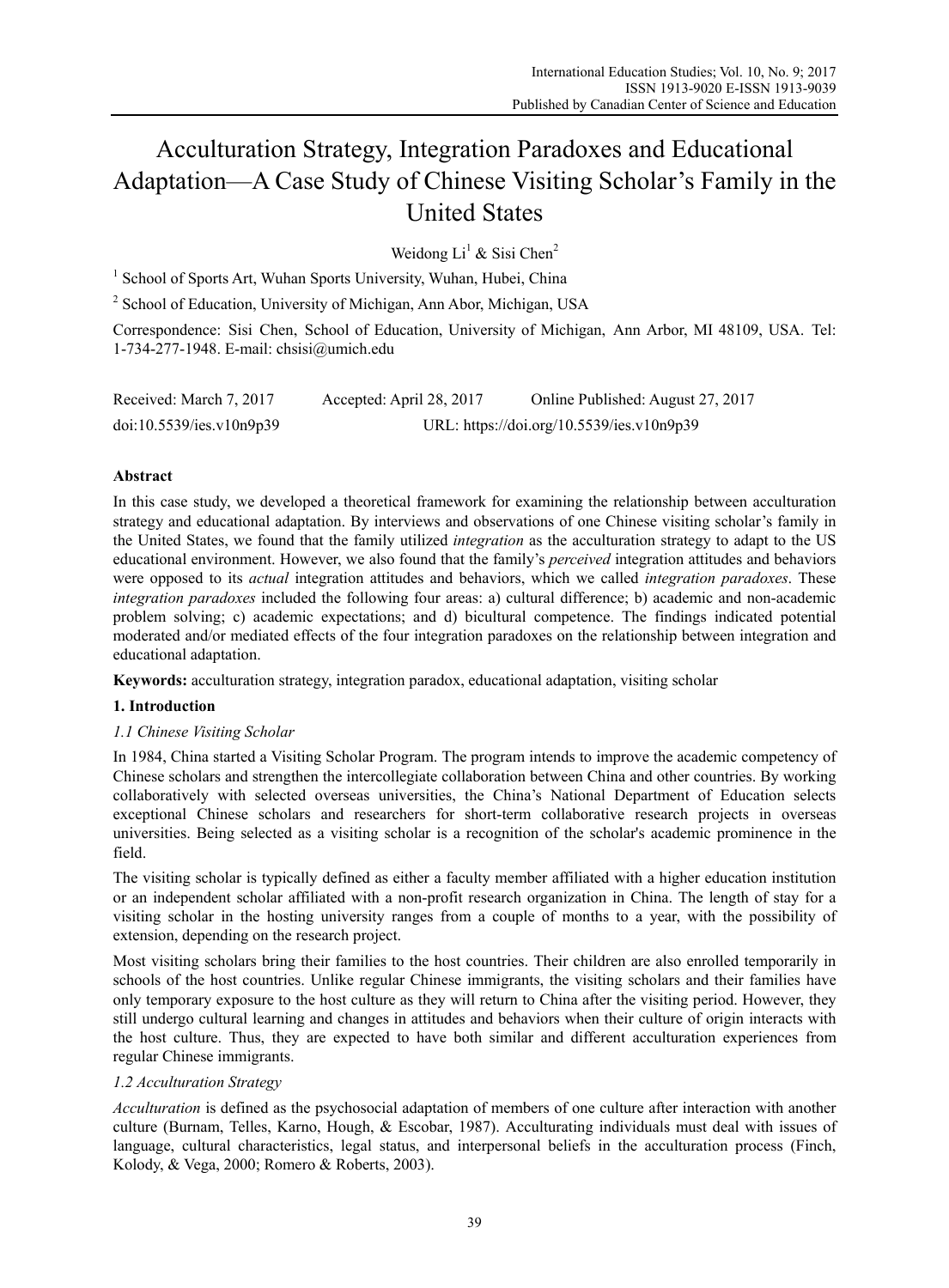# Acculturation Strategy, Integration Paradoxes and Educational Adaptation—A Case Study of Chinese Visiting Scholar's Family in the United States

Weidong Li[1] & Sisi Chen[2]

[1] School of Sports Art, Wuhan Sports University, Wuhan, Hubei, China

[2] School of Education, University of Michigan, Ann Abor, Michigan, USA

Correspondence: Sisi Chen, School of Education, University of Michigan, Ann Arbor, MI 48109, USA. Tel: 1-734-277-1948. E-mail: chsisi@umich.edu

Received: March 7, 2017 Accepted: April 28, 2017 Online Published: August 27, 2017

doi:10.5539/ies.v10n9p39 URL: https://doi.org/10.5539/ies.v10n9p39

## Abstract

In this case study, we developed a theoretical framework for examining the relationship between acculturation strategy and educational adaptation. By interviews and observations of one Chinese visiting scholar's family in the United States, we found that the family utilized *integration* as the acculturation strategy to adapt to the US educational environment. However, we also found that the family's *perceived* integration attitudes and behaviors were opposed to its *actual* integration attitudes and behaviors, which we called *integration paradoxes*. These *integration paradoxes* included the following four areas: a) cultural difference; b) academic and non-academic problem solving; c) academic expectations; and d) bicultural competence. The findings indicated potential moderated and/or mediated effects of the four integration paradoxes on the relationship between integration and educational adaptation.

**Keywords:** acculturation strategy, integration paradox, educational adaptation, visiting scholar

## 1. Introduction

### 1.1 Chinese Visiting Scholar

In 1984, China started a Visiting Scholar Program. The program intends to improve the academic competency of Chinese scholars and strengthen the intercollegiate collaboration between China and other countries. By working collaboratively with selected overseas universities, the China's National Department of Education selects exceptional Chinese scholars and researchers for short-term collaborative research projects in overseas universities. Being selected as a visiting scholar is a recognition of the scholar's academic prominence in the field.

The visiting scholar is typically defined as either a faculty member affiliated with a higher education institution or an independent scholar affiliated with a non-profit research organization in China. The length of stay for a visiting scholar in the hosting university ranges from a couple of months to a year, with the possibility of extension, depending on the research project.

Most visiting scholars bring their families to the host countries. Their children are also enrolled temporarily in schools of the host countries. Unlike regular Chinese immigrants, the visiting scholars and their families have only temporary exposure to the host culture as they will return to China after the visiting period. However, they still undergo cultural learning and changes in attitudes and behaviors when their culture of origin interacts with the host culture. Thus, they are expected to have both similar and different acculturation experiences from regular Chinese immigrants.

### 1.2 Acculturation Strategy

*Acculturation* is defined as the psychosocial adaptation of members of one culture after interaction with another culture (Burnam, Telles, Karno, Hough, & Escobar, 1987). Acculturating individuals must deal with issues of language, cultural characteristics, legal status, and interpersonal beliefs in the acculturation process (Finch, Kolody, & Vega, 2000; Romero & Roberts, 2003).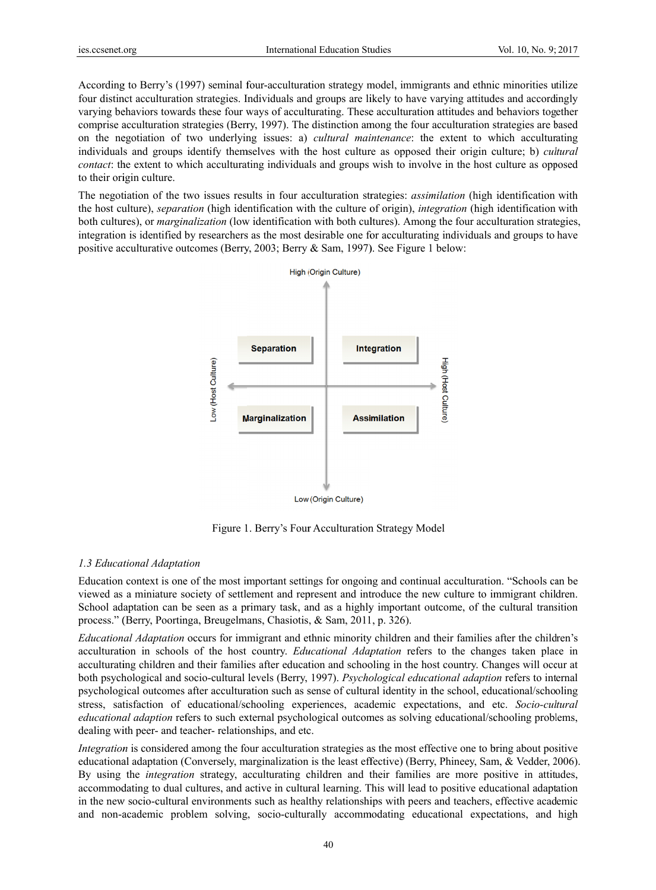According to Berry's (1997) seminal four-acculturation strategy model, immigrants and ethnic minorities utilize four distinct acculturation strategies. Individuals and groups are likely to have varying attitudes and accordingly varying behaviors towards these four ways of acculturating. These acculturation attitudes and behaviors together comprise acculturation strategies (Berry, 1997). The distinction among the four acculturation strategies are based on the negotiation of two underlying issues: a) *cultural maintenance*: the extent to which acculturating individuals and groups identify themselves with the host culture as opposed their origin culture; b) *cultural contact*: the extent to which acculturating individuals and groups wish to involve in the host culture as opposed to their origin culture.

The negotiation of the two issues results in four acculturation strategies: *assimilation* (high identification with the host culture), *separation* (high identification with the culture of origin), *integration* (high identification with both cultures), or *marginalization* (low identification with both cultures). Among the four acculturation strategies, integration is identified by researchers as the most desirable one for acculturating individuals and groups to have positive acculturative outcomes (Berry, 2003; Berry & Sam, 1997). See Figure 1 below:

High (Origin Culture)

Separation

Integration

Low (Host Culture)

High (Host Culture)

Marginalization

Assimilation

Low (Origin Culture)

Figure 1. Berry's Four Acculturation Strategy Model

### *1.3 Educational Adaptation*

Education context is one of the most important settings for ongoing and continual acculturation. "Schools can be viewed as a miniature society of settlement and represent and introduce the new culture to immigrant children. School adaptation can be seen as a primary task, and as a highly important outcome, of the cultural transition process." (Berry, Poortinga, Breugelmans, Chasiotis, & Sam, 2011, p. 326).

*Educational Adaptation* occurs for immigrant and ethnic minority children and their families after the children's acculturation in schools of the host country. *Educational Adaptation* refers to the changes taken place in acculturating children and their families after education and schooling in the host country. Changes will occur at both psychological and socio-cultural levels (Berry, 1997). *Psychological educational adaption* refers to internal psychological outcomes after acculturation such as sense of cultural identity in the school, educational/schooling stress, satisfaction of educational/schooling experiences, academic expectations, and etc. *Socio-cultural educational adaption* refers to such external psychological outcomes as solving educational/schooling problems, dealing with peer- and teacher- relationships, and etc.

*Integration* is considered among the four acculturation strategies as the most effective one to bring about positive educational adaptation (Conversely, marginalization is the least effective) (Berry, Phineey, Sam, & Vedder, 2006). By using the *integration* strategy, acculturating children and their families are more positive in attitudes, accommodating to dual cultures, and active in cultural learning. This will lead to positive educational adaptation in the new socio-cultural environments such as healthy relationships with peers and teachers, effective academic and non-academic problem solving, socio-culturally accommodating educational expectations, and high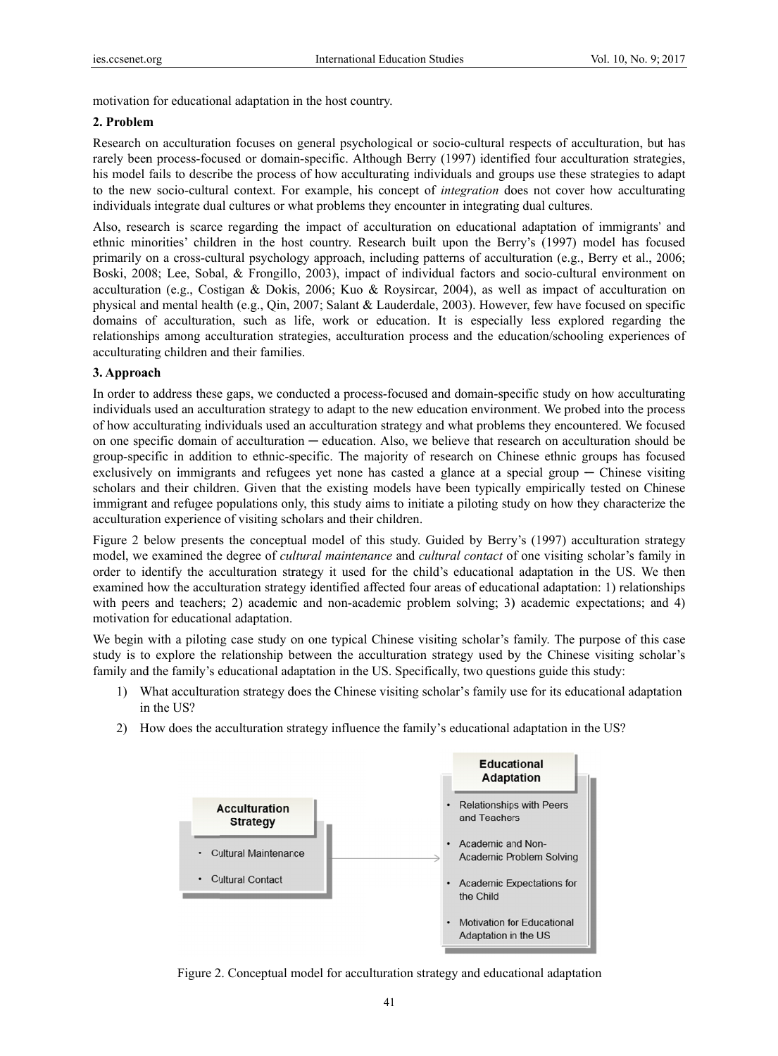motivation for educational adaptation in the host country.

## 2. Problem

Research on acculturation focuses on general psychological or socio-cultural respects of acculturation, but has rarely been process-focused or domain-specific. Although Berry (1997) identified four acculturation strategies, his model fails to describe the process of how acculturating individuals and groups use these strategies to adapt to the new socio-cultural context. For example, his concept of *integration* does not cover how acculturating individuals integrate dual cultures or what problems they encounter in integrating dual cultures.

Also, research is scarce regarding the impact of acculturation on educational adaptation of immigrants' and ethnic minorities' children in the host country. Research built upon the Berry's (1997) model has focused primarily on a cross-cultural psychology approach, including patterns of acculturation (e.g., Berry et al., 2006; Boski, 2008; Lee, Sobal, & Frongillo, 2003), impact of individual factors and socio-cultural environment on acculturation (e.g., Costigan & Dokis, 2006; Kuo & Roysircar, 2004), as well as impact of acculturation on physical and mental health (e.g., Qin, 2007; Salant & Lauderdale, 2003). However, few have focused on specific domains of acculturation, such as life, work or education. It is especially less explored regarding the relationships among acculturation strategies, acculturation process and the education/schooling experiences of acculturating children and their families.

## 3. Approach

In order to address these gaps, we conducted a process-focused and domain-specific study on how acculturating individuals used an acculturation strategy to adapt to the new education environment. We probed into the process of how acculturating individuals used an acculturation strategy and what problems they encountered. We focused on one specific domain of acculturation ─ education. Also, we believe that research on acculturation should be group-specific in addition to ethnic-specific. The majority of research on Chinese ethnic groups has focused exclusively on immigrants and refugees yet none has casted a glance at a special group ─ Chinese visiting scholars and their children. Given that the existing models have been typically empirically tested on Chinese immigrant and refugee populations only, this study aims to initiate a piloting study on how they characterize the acculturation experience of visiting scholars and their children.

Figure 2 below presents the conceptual model of this study. Guided by Berry's (1997) acculturation strategy model, we examined the degree of *cultural maintenance* and *cultural contact* of one visiting scholar's family in order to identify the acculturation strategy it used for the child's educational adaptation in the US. We then examined how the acculturation strategy identified affected four areas of educational adaptation: 1) relationships with peers and teachers; 2) academic and non-academic problem solving; 3) academic expectations; and 4) motivation for educational adaptation.

We begin with a piloting case study on one typical Chinese visiting scholar's family. The purpose of this case study is to explore the relationship between the acculturation strategy used by the Chinese visiting scholar's family and the family's educational adaptation in the US. Specifically, two questions guide this study:

1) What acculturation strategy does the Chinese visiting scholar's family use for its educational adaptation in the US?
2) How does the acculturation strategy influence the family's educational adaptation in the US?

Acculturation Strategy
- Cultural Maintenance
- Cultural Contact

Educational Adaptation
- Relationships with Peers and Teachers
- Academic and Non-Academic Problem Solving
- Academic Expectations for the Child
- Motivation for Educational Adaptation in the US

Figure 2. Conceptual model for acculturation strategy and educational adaptation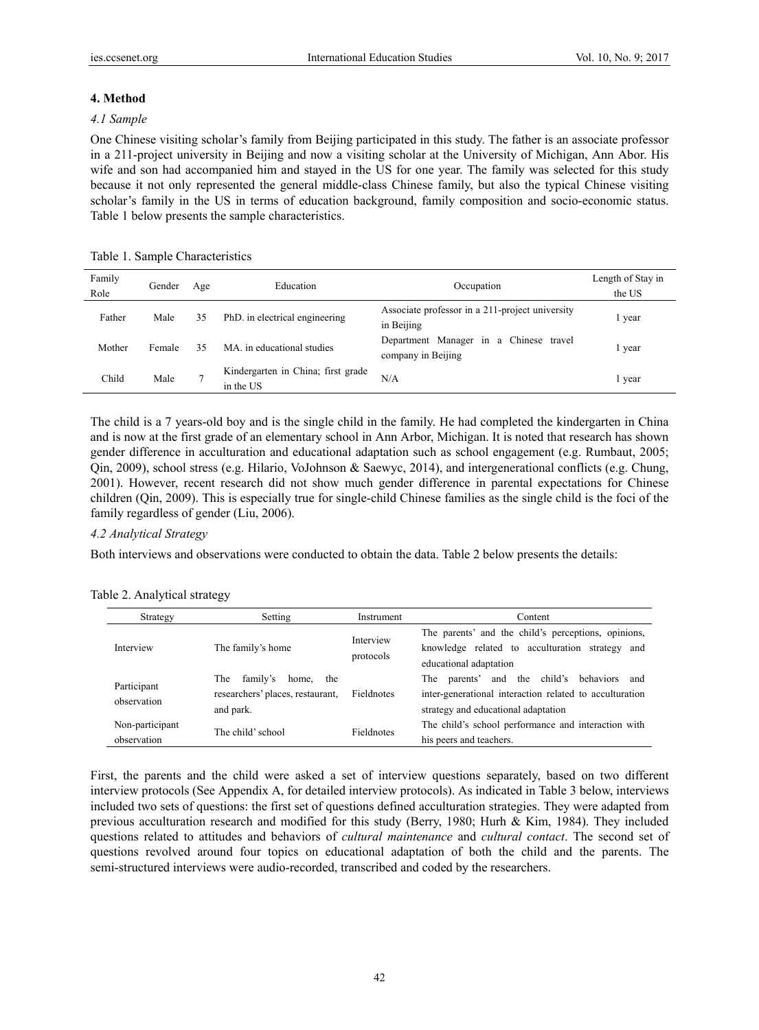## 4. Method

### *4.1 Sample*

One Chinese visiting scholar's family from Beijing participated in this study. The father is an associate professor in a 211-project university in Beijing and now a visiting scholar at the University of Michigan, Ann Abor. His wife and son had accompanied him and stayed in the US for one year. The family was selected for this study because it not only represented the general middle-class Chinese family, but also the typical Chinese visiting scholar's family in the US in terms of education background, family composition and socio-economic status. Table 1 below presents the sample characteristics.

Table 1. Sample Characteristics

| Family Role | Gender | Age | Education | Occupation | Length of Stay in the US |
|---|---|---|---|---|---|
| Father | Male | 35 | PhD. in electrical engineering | Associate professor in a 211-project university in Beijing | 1 year |
| Mother | Female | 35 | MA. in educational studies | Department Manager in a Chinese travel company in Beijing | 1 year |
| Child | Male | 7 | Kindergarten in China; first grade in the US | N/A | 1 year |

The child is a 7 years-old boy and is the single child in the family. He had completed the kindergarten in China and is now at the first grade of an elementary school in Ann Arbor, Michigan. It is noted that research has shown gender difference in acculturation and educational adaptation such as school engagement (e.g. Rumbaut, 2005; Qin, 2009), school stress (e.g. Hilario, VoJohnson & Saewyc, 2014), and intergenerational conflicts (e.g. Chung, 2001). However, recent research did not show much gender difference in parental expectations for Chinese children (Qin, 2009). This is especially true for single-child Chinese families as the single child is the foci of the family regardless of gender (Liu, 2006).

### *4.2 Analytical Strategy*

Both interviews and observations were conducted to obtain the data. Table 2 below presents the details:

Table 2. Analytical strategy

| Strategy | Setting | Instrument | Content |
|---|---|---|---|
| Interview | The family's home | Interview protocols | The parents' and the child's perceptions, opinions, knowledge related to acculturation strategy and educational adaptation |
| Participant observation | The family's home, the researchers' places, restaurant, and park. | Fieldnotes | The parents' and the child's behaviors and inter-generational interaction related to acculturation strategy and educational adaptation |
| Non-participant observation | The child' school | Fieldnotes | The child's school performance and interaction with his peers and teachers. |

First, the parents and the child were asked a set of interview questions separately, based on two different interview protocols (See Appendix A, for detailed interview protocols). As indicated in Table 3 below, interviews included two sets of questions: the first set of questions defined acculturation strategies. They were adapted from previous acculturation research and modified for this study (Berry, 1980; Hurh & Kim, 1984). They included questions related to attitudes and behaviors of *cultural maintenance* and *cultural contact*. The second set of questions revolved around four topics on educational adaptation of both the child and the parents. The semi-structured interviews were audio-recorded, transcribed and coded by the researchers.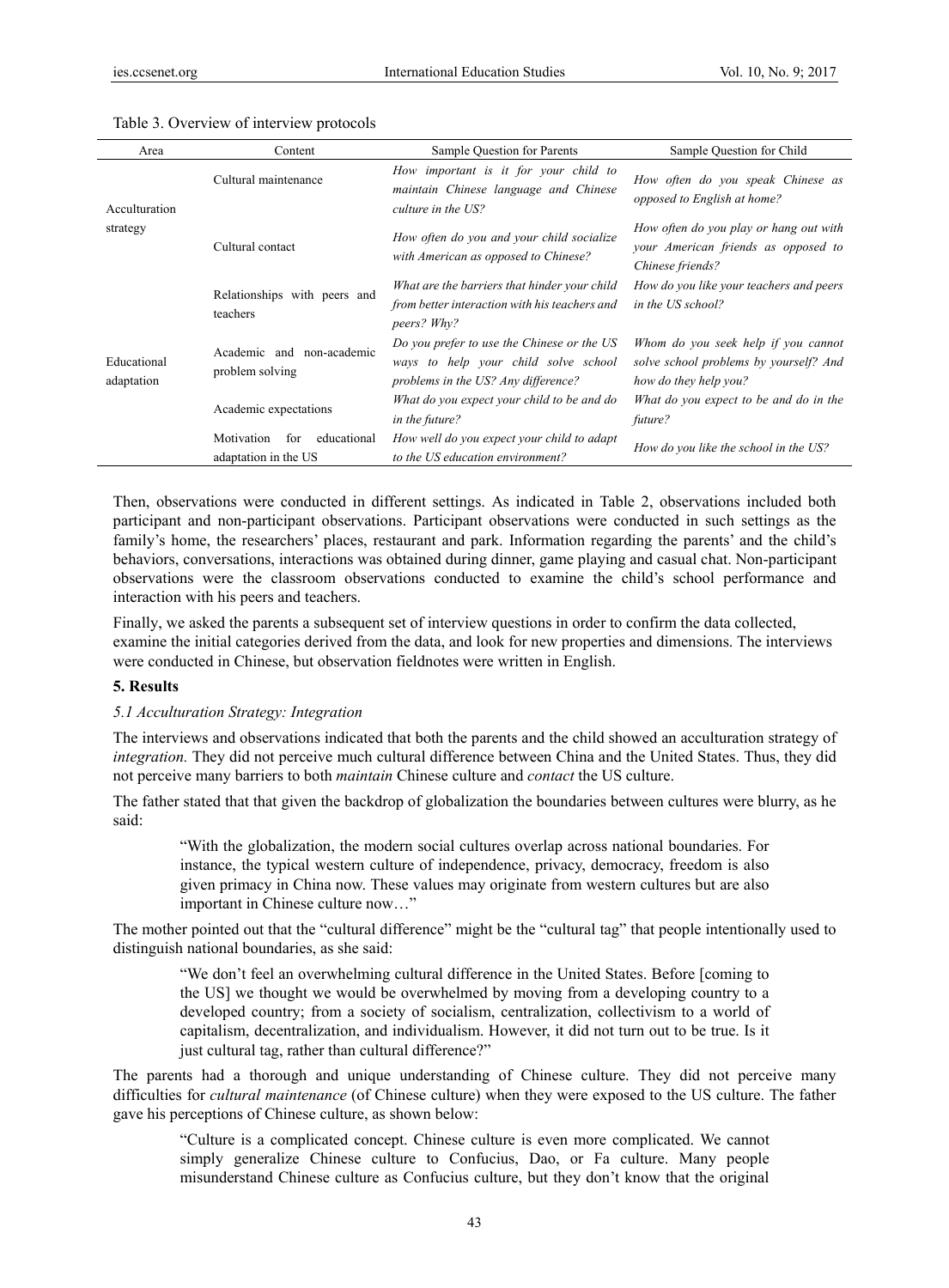Table 3. Overview of interview protocols

| Area | Content | Sample Question for Parents | Sample Question for Child |
|---|---|---|---|
| Acculturation strategy | Cultural maintenance | *How important is it for your child to maintain Chinese language and Chinese culture in the US?* | *How often do you speak Chinese as opposed to English at home?* |
| | Cultural contact | *How often do you and your child socialize with American as opposed to Chinese?* | *How often do you play or hang out with your American friends as opposed to Chinese friends?* |
| Educational adaptation | Relationships with peers and teachers | *What are the barriers that hinder your child from better interaction with his teachers and peers? Why?* | *How do you like your teachers and peers in the US school?* |
| | Academic and non-academic problem solving | *Do you prefer to use the Chinese or the US ways to help your child solve school problems in the US? Any difference?* | *Whom do you seek help if you cannot solve school problems by yourself? And how do they help you?* |
| | Academic expectations | *What do you expect your child to be and do in the future?* | *What do you expect to be and do in the future?* |
| | Motivation for educational adaptation in the US | *How well do you expect your child to adapt to the US education environment?* | *How do you like the school in the US?* |

Then, observations were conducted in different settings. As indicated in Table 2, observations included both participant and non-participant observations. Participant observations were conducted in such settings as the family's home, the researchers' places, restaurant and park. Information regarding the parents' and the child's behaviors, conversations, interactions was obtained during dinner, game playing and casual chat. Non-participant observations were the classroom observations conducted to examine the child's school performance and interaction with his peers and teachers.

Finally, we asked the parents a subsequent set of interview questions in order to confirm the data collected, examine the initial categories derived from the data, and look for new properties and dimensions. The interviews were conducted in Chinese, but observation fieldnotes were written in English.

## 5. Results

### *5.1 Acculturation Strategy: Integration*

The interviews and observations indicated that both the parents and the child showed an acculturation strategy of *integration.* They did not perceive much cultural difference between China and the United States. Thus, they did not perceive many barriers to both *maintain* Chinese culture and *contact* the US culture.

The father stated that that given the backdrop of globalization the boundaries between cultures were blurry, as he said:

> "With the globalization, the modern social cultures overlap across national boundaries. For instance, the typical western culture of independence, privacy, democracy, freedom is also given primacy in China now. These values may originate from western cultures but are also important in Chinese culture now…"

The mother pointed out that the "cultural difference" might be the "cultural tag" that people intentionally used to distinguish national boundaries, as she said:

> "We don't feel an overwhelming cultural difference in the United States. Before [coming to the US] we thought we would be overwhelmed by moving from a developing country to a developed country; from a society of socialism, centralization, collectivism to a world of capitalism, decentralization, and individualism. However, it did not turn out to be true. Is it just cultural tag, rather than cultural difference?"

The parents had a thorough and unique understanding of Chinese culture. They did not perceive many difficulties for *cultural maintenance* (of Chinese culture) when they were exposed to the US culture. The father gave his perceptions of Chinese culture, as shown below:

> "Culture is a complicated concept. Chinese culture is even more complicated. We cannot simply generalize Chinese culture to Confucius, Dao, or Fa culture. Many people misunderstand Chinese culture as Confucius culture, but they don't know that the original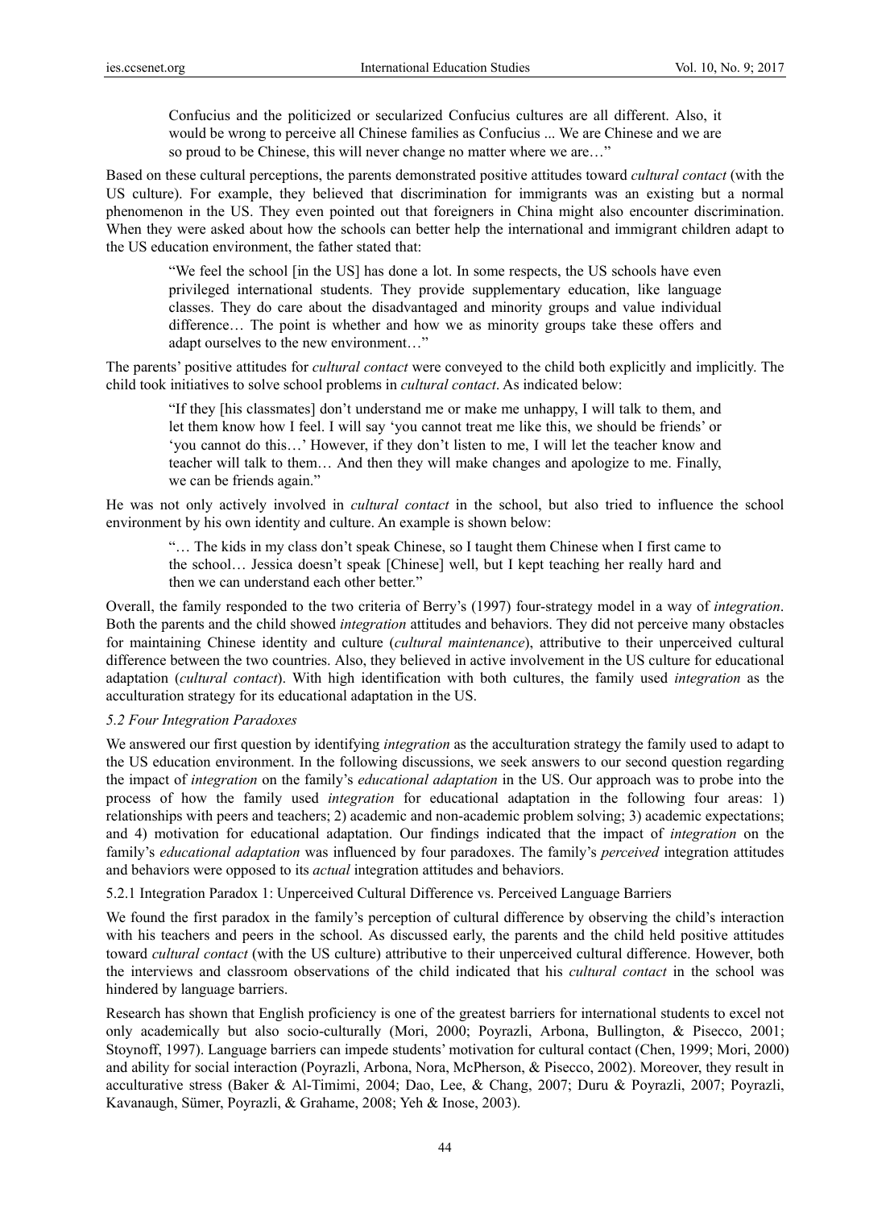> Confucius and the politicized or secularized Confucius cultures are all different. Also, it would be wrong to perceive all Chinese families as Confucius ... We are Chinese and we are so proud to be Chinese, this will never change no matter where we are…"

Based on these cultural perceptions, the parents demonstrated positive attitudes toward *cultural contact* (with the US culture). For example, they believed that discrimination for immigrants was an existing but a normal phenomenon in the US. They even pointed out that foreigners in China might also encounter discrimination. When they were asked about how the schools can better help the international and immigrant children adapt to the US education environment, the father stated that:

> "We feel the school [in the US] has done a lot. In some respects, the US schools have even privileged international students. They provide supplementary education, like language classes. They do care about the disadvantaged and minority groups and value individual difference… The point is whether and how we as minority groups take these offers and adapt ourselves to the new environment…"

The parents' positive attitudes for *cultural contact* were conveyed to the child both explicitly and implicitly. The child took initiatives to solve school problems in *cultural contact*. As indicated below:

> "If they [his classmates] don't understand me or make me unhappy, I will talk to them, and let them know how I feel. I will say 'you cannot treat me like this, we should be friends' or 'you cannot do this…' However, if they don't listen to me, I will let the teacher know and teacher will talk to them… And then they will make changes and apologize to me. Finally, we can be friends again."

He was not only actively involved in *cultural contact* in the school, but also tried to influence the school environment by his own identity and culture. An example is shown below:

> "… The kids in my class don't speak Chinese, so I taught them Chinese when I first came to the school… Jessica doesn't speak [Chinese] well, but I kept teaching her really hard and then we can understand each other better."

Overall, the family responded to the two criteria of Berry's (1997) four-strategy model in a way of *integration*. Both the parents and the child showed *integration* attitudes and behaviors. They did not perceive many obstacles for maintaining Chinese identity and culture (*cultural maintenance*), attributive to their unperceived cultural difference between the two countries. Also, they believed in active involvement in the US culture for educational adaptation (*cultural contact*). With high identification with both cultures, the family used *integration* as the acculturation strategy for its educational adaptation in the US.

### *5.2 Four Integration Paradoxes*

We answered our first question by identifying *integration* as the acculturation strategy the family used to adapt to the US education environment. In the following discussions, we seek answers to our second question regarding the impact of *integration* on the family's *educational adaptation* in the US. Our approach was to probe into the process of how the family used *integration* for educational adaptation in the following four areas: 1) relationships with peers and teachers; 2) academic and non-academic problem solving; 3) academic expectations; and 4) motivation for educational adaptation. Our findings indicated that the impact of *integration* on the family's *educational adaptation* was influenced by four paradoxes. The family's *perceived* integration attitudes and behaviors were opposed to its *actual* integration attitudes and behaviors.

#### 5.2.1 Integration Paradox 1: Unperceived Cultural Difference vs. Perceived Language Barriers

We found the first paradox in the family's perception of cultural difference by observing the child's interaction with his teachers and peers in the school. As discussed early, the parents and the child held positive attitudes toward *cultural contact* (with the US culture) attributive to their unperceived cultural difference. However, both the interviews and classroom observations of the child indicated that his *cultural contact* in the school was hindered by language barriers.

Research has shown that English proficiency is one of the greatest barriers for international students to excel not only academically but also socio-culturally (Mori, 2000; Poyrazli, Arbona, Bullington, & Pisecco, 2001; Stoynoff, 1997). Language barriers can impede students' motivation for cultural contact (Chen, 1999; Mori, 2000) and ability for social interaction (Poyrazli, Arbona, Nora, McPherson, & Pisecco, 2002). Moreover, they result in acculturative stress (Baker & Al-Timimi, 2004; Dao, Lee, & Chang, 2007; Duru & Poyrazli, 2007; Poyrazli, Kavanaugh, Sümer, Poyrazli, & Grahame, 2008; Yeh & Inose, 2003).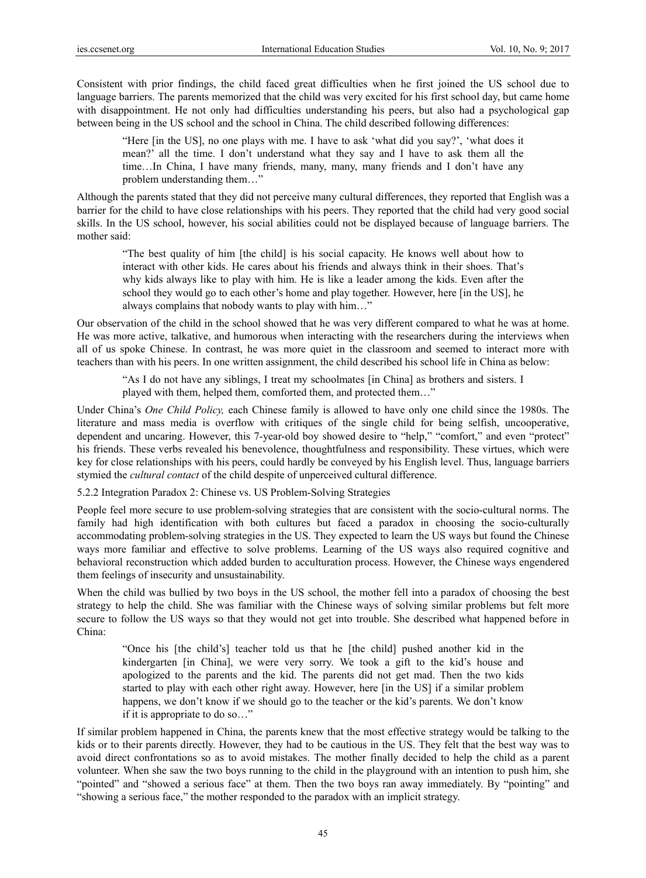Consistent with prior findings, the child faced great difficulties when he first joined the US school due to language barriers. The parents memorized that the child was very excited for his first school day, but came home with disappointment. He not only had difficulties understanding his peers, but also had a psychological gap between being in the US school and the school in China. The child described following differences:

> "Here [in the US], no one plays with me. I have to ask 'what did you say?', 'what does it mean?' all the time. I don't understand what they say and I have to ask them all the time…In China, I have many friends, many, many, many friends and I don't have any problem understanding them…"

Although the parents stated that they did not perceive many cultural differences, they reported that English was a barrier for the child to have close relationships with his peers. They reported that the child had very good social skills. In the US school, however, his social abilities could not be displayed because of language barriers. The mother said:

> "The best quality of him [the child] is his social capacity. He knows well about how to interact with other kids. He cares about his friends and always think in their shoes. That's why kids always like to play with him. He is like a leader among the kids. Even after the school they would go to each other's home and play together. However, here [in the US], he always complains that nobody wants to play with him…"

Our observation of the child in the school showed that he was very different compared to what he was at home. He was more active, talkative, and humorous when interacting with the researchers during the interviews when all of us spoke Chinese. In contrast, he was more quiet in the classroom and seemed to interact more with teachers than with his peers. In one written assignment, the child described his school life in China as below:

> "As I do not have any siblings, I treat my schoolmates [in China] as brothers and sisters. I played with them, helped them, comforted them, and protected them…"

Under China's *One Child Policy,* each Chinese family is allowed to have only one child since the 1980s. The literature and mass media is overflow with critiques of the single child for being selfish, uncooperative, dependent and uncaring. However, this 7-year-old boy showed desire to "help," "comfort," and even "protect" his friends. These verbs revealed his benevolence, thoughtfulness and responsibility. These virtues, which were key for close relationships with his peers, could hardly be conveyed by his English level. Thus, language barriers stymied the *cultural contact* of the child despite of unperceived cultural difference.

#### 5.2.2 Integration Paradox 2: Chinese vs. US Problem-Solving Strategies

People feel more secure to use problem-solving strategies that are consistent with the socio-cultural norms. The family had high identification with both cultures but faced a paradox in choosing the socio-culturally accommodating problem-solving strategies in the US. They expected to learn the US ways but found the Chinese ways more familiar and effective to solve problems. Learning of the US ways also required cognitive and behavioral reconstruction which added burden to acculturation process. However, the Chinese ways engendered them feelings of insecurity and unsustainability.

When the child was bullied by two boys in the US school, the mother fell into a paradox of choosing the best strategy to help the child. She was familiar with the Chinese ways of solving similar problems but felt more secure to follow the US ways so that they would not get into trouble. She described what happened before in China:

> "Once his [the child's] teacher told us that he [the child] pushed another kid in the kindergarten [in China], we were very sorry. We took a gift to the kid's house and apologized to the parents and the kid. The parents did not get mad. Then the two kids started to play with each other right away. However, here [in the US] if a similar problem happens, we don't know if we should go to the teacher or the kid's parents. We don't know if it is appropriate to do so…"

If similar problem happened in China, the parents knew that the most effective strategy would be talking to the kids or to their parents directly. However, they had to be cautious in the US. They felt that the best way was to avoid direct confrontations so as to avoid mistakes. The mother finally decided to help the child as a parent volunteer. When she saw the two boys running to the child in the playground with an intention to push him, she "pointed" and "showed a serious face" at them. Then the two boys ran away immediately. By "pointing" and "showing a serious face," the mother responded to the paradox with an implicit strategy.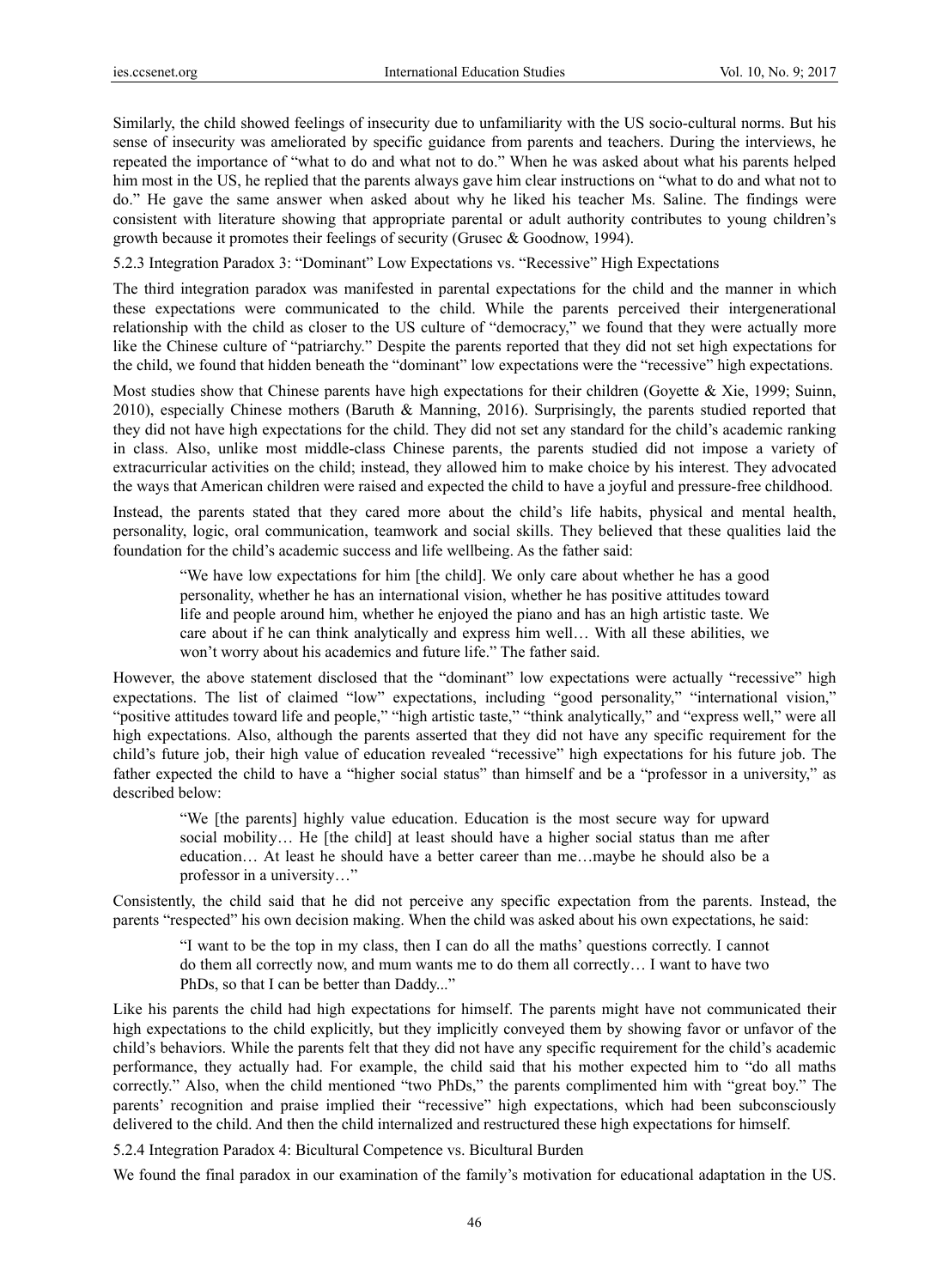Similarly, the child showed feelings of insecurity due to unfamiliarity with the US socio-cultural norms. But his sense of insecurity was ameliorated by specific guidance from parents and teachers. During the interviews, he repeated the importance of "what to do and what not to do." When he was asked about what his parents helped him most in the US, he replied that the parents always gave him clear instructions on "what to do and what not to do." He gave the same answer when asked about why he liked his teacher Ms. Saline. The findings were consistent with literature showing that appropriate parental or adult authority contributes to young children's growth because it promotes their feelings of security (Grusec & Goodnow, 1994).

#### 5.2.3 Integration Paradox 3: "Dominant" Low Expectations vs. "Recessive" High Expectations

The third integration paradox was manifested in parental expectations for the child and the manner in which these expectations were communicated to the child. While the parents perceived their intergenerational relationship with the child as closer to the US culture of "democracy," we found that they were actually more like the Chinese culture of "patriarchy." Despite the parents reported that they did not set high expectations for the child, we found that hidden beneath the "dominant" low expectations were the "recessive" high expectations.

Most studies show that Chinese parents have high expectations for their children (Goyette & Xie, 1999; Suinn, 2010), especially Chinese mothers (Baruth & Manning, 2016). Surprisingly, the parents studied reported that they did not have high expectations for the child. They did not set any standard for the child's academic ranking in class. Also, unlike most middle-class Chinese parents, the parents studied did not impose a variety of extracurricular activities on the child; instead, they allowed him to make choice by his interest. They advocated the ways that American children were raised and expected the child to have a joyful and pressure-free childhood.

Instead, the parents stated that they cared more about the child's life habits, physical and mental health, personality, logic, oral communication, teamwork and social skills. They believed that these qualities laid the foundation for the child's academic success and life wellbeing. As the father said:

> "We have low expectations for him [the child]. We only care about whether he has a good personality, whether he has an international vision, whether he has positive attitudes toward life and people around him, whether he enjoyed the piano and has an high artistic taste. We care about if he can think analytically and express him well… With all these abilities, we won't worry about his academics and future life." The father said.

However, the above statement disclosed that the "dominant" low expectations were actually "recessive" high expectations. The list of claimed "low" expectations, including "good personality," "international vision," "positive attitudes toward life and people," "high artistic taste," "think analytically," and "express well," were all high expectations. Also, although the parents asserted that they did not have any specific requirement for the child's future job, their high value of education revealed "recessive" high expectations for his future job. The father expected the child to have a "higher social status" than himself and be a "professor in a university," as described below:

> "We [the parents] highly value education. Education is the most secure way for upward social mobility… He [the child] at least should have a higher social status than me after education… At least he should have a better career than me…maybe he should also be a professor in a university…"

Consistently, the child said that he did not perceive any specific expectation from the parents. Instead, the parents "respected" his own decision making. When the child was asked about his own expectations, he said:

> "I want to be the top in my class, then I can do all the maths' questions correctly. I cannot do them all correctly now, and mum wants me to do them all correctly… I want to have two PhDs, so that I can be better than Daddy..."

Like his parents the child had high expectations for himself. The parents might have not communicated their high expectations to the child explicitly, but they implicitly conveyed them by showing favor or unfavor of the child's behaviors. While the parents felt that they did not have any specific requirement for the child's academic performance, they actually had. For example, the child said that his mother expected him to "do all maths correctly." Also, when the child mentioned "two PhDs," the parents complimented him with "great boy." The parents' recognition and praise implied their "recessive" high expectations, which had been subconsciously delivered to the child. And then the child internalized and restructured these high expectations for himself.

#### 5.2.4 Integration Paradox 4: Bicultural Competence vs. Bicultural Burden

We found the final paradox in our examination of the family's motivation for educational adaptation in the US.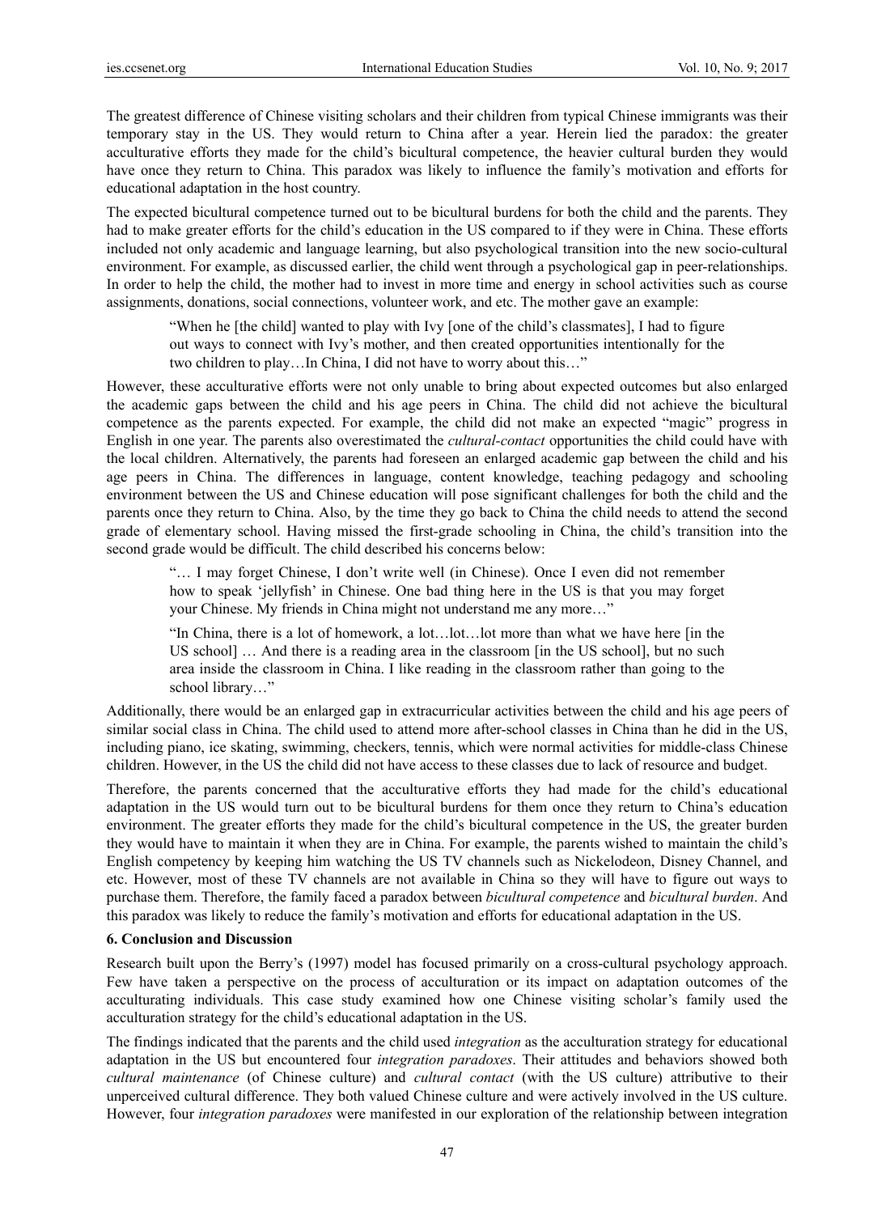The greatest difference of Chinese visiting scholars and their children from typical Chinese immigrants was their temporary stay in the US. They would return to China after a year. Herein lied the paradox: the greater acculturative efforts they made for the child's bicultural competence, the heavier cultural burden they would have once they return to China. This paradox was likely to influence the family's motivation and efforts for educational adaptation in the host country.

The expected bicultural competence turned out to be bicultural burdens for both the child and the parents. They had to make greater efforts for the child's education in the US compared to if they were in China. These efforts included not only academic and language learning, but also psychological transition into the new socio-cultural environment. For example, as discussed earlier, the child went through a psychological gap in peer-relationships. In order to help the child, the mother had to invest in more time and energy in school activities such as course assignments, donations, social connections, volunteer work, and etc. The mother gave an example:

> "When he [the child] wanted to play with Ivy [one of the child's classmates], I had to figure out ways to connect with Ivy's mother, and then created opportunities intentionally for the two children to play…In China, I did not have to worry about this…"

However, these acculturative efforts were not only unable to bring about expected outcomes but also enlarged the academic gaps between the child and his age peers in China. The child did not achieve the bicultural competence as the parents expected. For example, the child did not make an expected "magic" progress in English in one year. The parents also overestimated the *cultural-contact* opportunities the child could have with the local children. Alternatively, the parents had foreseen an enlarged academic gap between the child and his age peers in China. The differences in language, content knowledge, teaching pedagogy and schooling environment between the US and Chinese education will pose significant challenges for both the child and the parents once they return to China. Also, by the time they go back to China the child needs to attend the second grade of elementary school. Having missed the first-grade schooling in China, the child's transition into the second grade would be difficult. The child described his concerns below:

> "… I may forget Chinese, I don't write well (in Chinese). Once I even did not remember how to speak 'jellyfish' in Chinese. One bad thing here in the US is that you may forget your Chinese. My friends in China might not understand me any more…"
>
> "In China, there is a lot of homework, a lot…lot…lot more than what we have here [in the US school] … And there is a reading area in the classroom [in the US school], but no such area inside the classroom in China. I like reading in the classroom rather than going to the school library…"

Additionally, there would be an enlarged gap in extracurricular activities between the child and his age peers of similar social class in China. The child used to attend more after-school classes in China than he did in the US, including piano, ice skating, swimming, checkers, tennis, which were normal activities for middle-class Chinese children. However, in the US the child did not have access to these classes due to lack of resource and budget.

Therefore, the parents concerned that the acculturative efforts they had made for the child's educational adaptation in the US would turn out to be bicultural burdens for them once they return to China's education environment. The greater efforts they made for the child's bicultural competence in the US, the greater burden they would have to maintain it when they are in China. For example, the parents wished to maintain the child's English competency by keeping him watching the US TV channels such as Nickelodeon, Disney Channel, and etc. However, most of these TV channels are not available in China so they will have to figure out ways to purchase them. Therefore, the family faced a paradox between *bicultural competence* and *bicultural burden*. And this paradox was likely to reduce the family's motivation and efforts for educational adaptation in the US.

## 6. Conclusion and Discussion

Research built upon the Berry's (1997) model has focused primarily on a cross-cultural psychology approach. Few have taken a perspective on the process of acculturation or its impact on adaptation outcomes of the acculturating individuals. This case study examined how one Chinese visiting scholar's family used the acculturation strategy for the child's educational adaptation in the US.

The findings indicated that the parents and the child used *integration* as the acculturation strategy for educational adaptation in the US but encountered four *integration paradoxes*. Their attitudes and behaviors showed both *cultural maintenance* (of Chinese culture) and *cultural contact* (with the US culture) attributive to their unperceived cultural difference. They both valued Chinese culture and were actively involved in the US culture. However, four *integration paradoxes* were manifested in our exploration of the relationship between integration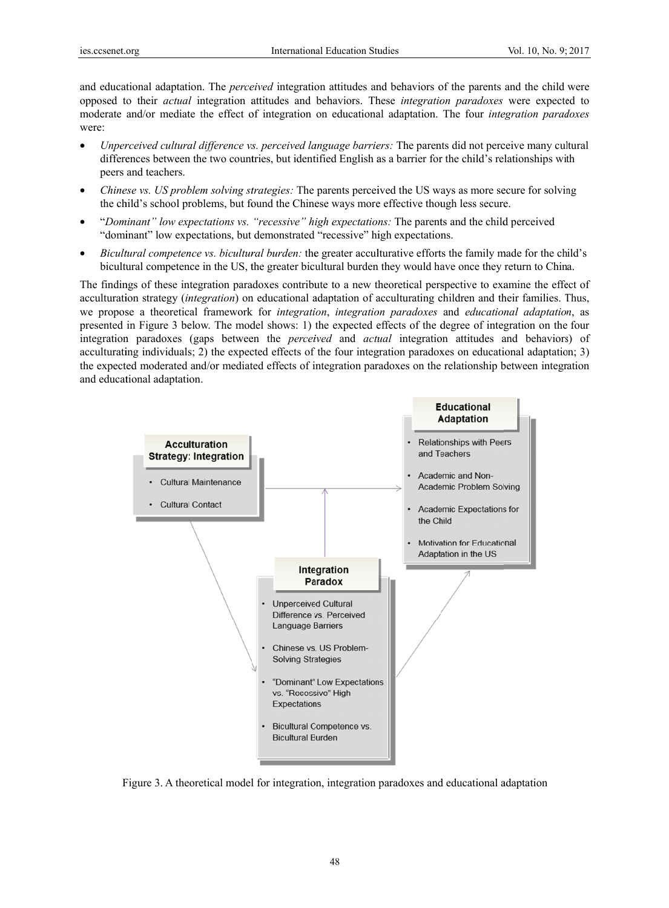and educational adaptation. The *perceived* integration attitudes and behaviors of the parents and the child were opposed to their *actual* integration attitudes and behaviors. These *integration paradoxes* were expected to moderate and/or mediate the effect of integration on educational adaptation. The four *integration paradoxes* were:

- *Unperceived cultural difference vs. perceived language barriers:* The parents did not perceive many cultural differences between the two countries, but identified English as a barrier for the child's relationships with peers and teachers.
- *Chinese vs. US problem solving strategies:* The parents perceived the US ways as more secure for solving the child's school problems, but found the Chinese ways more effective though less secure.
- "*Dominant" low expectations vs. "recessive" high expectations:* The parents and the child perceived "dominant" low expectations, but demonstrated "recessive" high expectations.
- *Bicultural competence vs. bicultural burden:* the greater acculturative efforts the family made for the child's bicultural competence in the US, the greater bicultural burden they would have once they return to China.

The findings of these integration paradoxes contribute to a new theoretical perspective to examine the effect of acculturation strategy (*integration*) on educational adaptation of acculturating children and their families. Thus, we propose a theoretical framework for *integration*, *integration paradoxes* and *educational adaptation*, as presented in Figure 3 below. The model shows: 1) the expected effects of the degree of integration on the four integration paradoxes (gaps between the *perceived* and *actual* integration attitudes and behaviors) of acculturating individuals; 2) the expected effects of the four integration paradoxes on educational adaptation; 3) the expected moderated and/or mediated effects of integration paradoxes on the relationship between integration and educational adaptation.

Acculturation Strategy: Integration
- Cultural Maintenance
- Cultural Contact

Educational Adaptation
- Relationships with Peers and Teachers
- Academic and Non-Academic Problem Solving
- Academic Expectations for the Child
- Motivation for Educational Adaptation in the US

Integration Paradox
- Unperceived Cultural Difference vs. Perceived Language Barriers
- Chinese vs. US Problem-Solving Strategies
- "Dominant" Low Expectations vs. "Recessive" High Expectations
- Bicultural Competence vs. Bicultural Burden

Figure 3. A theoretical model for integration, integration paradoxes and educational adaptation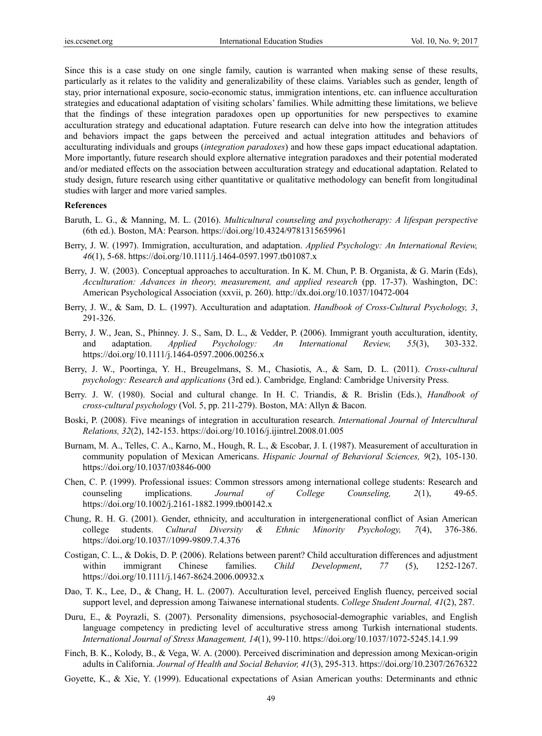Since this is a case study on one single family, caution is warranted when making sense of these results, particularly as it relates to the validity and generalizability of these claims. Variables such as gender, length of stay, prior international exposure, socio-economic status, immigration intentions, etc. can influence acculturation strategies and educational adaptation of visiting scholars' families. While admitting these limitations, we believe that the findings of these integration paradoxes open up opportunities for new perspectives to examine acculturation strategy and educational adaptation. Future research can delve into how the integration attitudes and behaviors impact the gaps between the perceived and actual integration attitudes and behaviors of acculturating individuals and groups (*integration paradoxes*) and how these gaps impact educational adaptation. More importantly, future research should explore alternative integration paradoxes and their potential moderated and/or mediated effects on the association between acculturation strategy and educational adaptation. Related to study design, future research using either quantitative or qualitative methodology can benefit from longitudinal studies with larger and more varied samples.

**References**

Baruth, L. G., & Manning, M. L. (2016). *Multicultural counseling and psychotherapy: A lifespan perspective* (6th ed.). Boston, MA: Pearson. https://doi.org/10.4324/9781315659961

Berry, J. W. (1997). Immigration, acculturation, and adaptation. *Applied Psychology: An International Review, 46*(1), 5-68. https://doi.org/10.1111/j.1464-0597.1997.tb01087.x

Berry, J. W. (2003). Conceptual approaches to acculturation. In K. M. Chun, P. B. Organista, & G. Marín (Eds), *Acculturation: Advances in theory, measurement, and applied research* (pp. 17-37). Washington, DC: American Psychological Association (xxvii, p. 260). http://dx.doi.org/10.1037/10472-004

Berry, J. W., & Sam, D. L. (1997). Acculturation and adaptation. *Handbook of Cross-Cultural Psychology, 3*, 291-326.

Berry, J. W., Jean, S., Phinney. J. S., Sam, D. L., & Vedder, P. (2006). Immigrant youth acculturation, identity, and adaptation. *Applied Psychology: An International Review, 55*(3), 303-332. https://doi.org/10.1111/j.1464-0597.2006.00256.x

Berry, J. W., Poortinga, Y. H., Breugelmans, S. M., Chasiotis, A., & Sam, D. L. (2011). *Cross-cultural psychology: Research and applications* (3rd ed.). Cambridge*,* England: Cambridge University Press.

Berry. J. W. (1980). Social and cultural change. In H. C. Triandis, & R. Brislin (Eds.), *Handbook of cross-cultural psychology* (Vol. 5, pp. 211-279). Boston, MA: Allyn & Bacon.

Boski, P. (2008). Five meanings of integration in acculturation research. *International Journal of Intercultural Relations, 32*(2), 142-153. https://doi.org/10.1016/j.ijintrel.2008.01.005

Burnam, M. A., Telles, C. A., Karno, M., Hough, R. L., & Escobar, J. I. (1987). Measurement of acculturation in community population of Mexican Americans. *Hispanic Journal of Behavioral Sciences, 9*(2), 105-130. https://doi.org/10.1037/t03846-000

Chen, C. P. (1999). Professional issues: Common stressors among international college students: Research and counseling implications. *Journal of College Counseling, 2*(1), 49-65. https://doi.org/10.1002/j.2161-1882.1999.tb00142.x

Chung, R. H. G. (2001). Gender, ethnicity, and acculturation in intergenerational conflict of Asian American college students. *Cultural Diversity & Ethnic Minority Psychology, 7*(4), 376-386. https://doi.org/10.1037//1099-9809.7.4.376

Costigan, C. L., & Dokis, D. P. (2006). Relations between parent? Child acculturation differences and adjustment within immigrant Chinese families. *Child Development*, *77* (5), 1252-1267. https://doi.org/10.1111/j.1467-8624.2006.00932.x

Dao, T. K., Lee, D., & Chang, H. L. (2007). Acculturation level, perceived English fluency, perceived social support level, and depression among Taiwanese international students. *College Student Journal, 41*(2), 287.

Duru, E., & Poyrazli, S. (2007). Personality dimensions, psychosocial-demographic variables, and English language competency in predicting level of acculturative stress among Turkish international students. *International Journal of Stress Management, 14*(1), 99-110. https://doi.org/10.1037/1072-5245.14.1.99

Finch, B. K., Kolody, B., & Vega, W. A. (2000). Perceived discrimination and depression among Mexican-origin adults in California. *Journal of Health and Social Behavior, 41*(3), 295-313. https://doi.org/10.2307/2676322

Goyette, K., & Xie, Y. (1999). Educational expectations of Asian American youths: Determinants and ethnic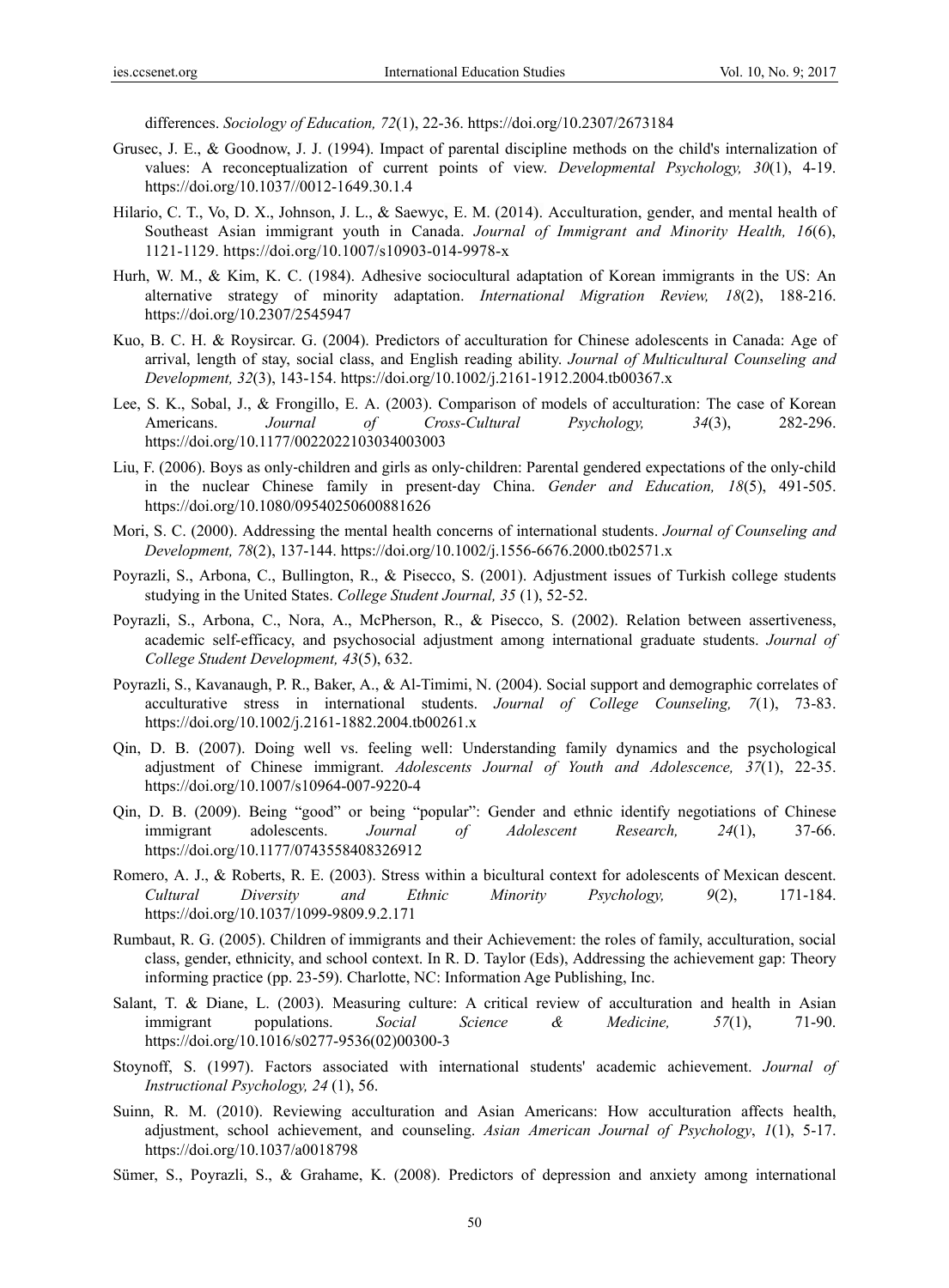differences. *Sociology of Education, 72*(1), 22-36. https://doi.org/10.2307/2673184

Grusec, J. E., & Goodnow, J. J. (1994). Impact of parental discipline methods on the child's internalization of values: A reconceptualization of current points of view. *Developmental Psychology, 30*(1), 4-19. https://doi.org/10.1037//0012-1649.30.1.4

Hilario, C. T., Vo, D. X., Johnson, J. L., & Saewyc, E. M. (2014). Acculturation, gender, and mental health of Southeast Asian immigrant youth in Canada. *Journal of Immigrant and Minority Health, 16*(6), 1121-1129. https://doi.org/10.1007/s10903-014-9978-x

Hurh, W. M., & Kim, K. C. (1984). Adhesive sociocultural adaptation of Korean immigrants in the US: An alternative strategy of minority adaptation. *International Migration Review, 18*(2), 188-216. https://doi.org/10.2307/2545947

Kuo, B. C. H. & Roysircar. G. (2004). Predictors of acculturation for Chinese adolescents in Canada: Age of arrival, length of stay, social class, and English reading ability. *Journal of Multicultural Counseling and Development, 32*(3), 143-154. https://doi.org/10.1002/j.2161-1912.2004.tb00367.x

Lee, S. K., Sobal, J., & Frongillo, E. A. (2003). Comparison of models of acculturation: The case of Korean Americans. *Journal of Cross-Cultural Psychology, 34*(3), 282-296. https://doi.org/10.1177/0022022103034003003

Liu, F. (2006). Boys as only-children and girls as only-children: Parental gendered expectations of the only-child in the nuclear Chinese family in present-day China. *Gender and Education, 18*(5), 491-505. https://doi.org/10.1080/09540250600881626

Mori, S. C. (2000). Addressing the mental health concerns of international students. *Journal of Counseling and Development, 78*(2), 137-144. https://doi.org/10.1002/j.1556-6676.2000.tb02571.x

Poyrazli, S., Arbona, C., Bullington, R., & Pisecco, S. (2001). Adjustment issues of Turkish college students studying in the United States. *College Student Journal, 35* (1), 52-52.

Poyrazli, S., Arbona, C., Nora, A., McPherson, R., & Pisecco, S. (2002). Relation between assertiveness, academic self-efficacy, and psychosocial adjustment among international graduate students. *Journal of College Student Development, 43*(5), 632.

Poyrazli, S., Kavanaugh, P. R., Baker, A., & Al-Timimi, N. (2004). Social support and demographic correlates of acculturative stress in international students. *Journal of College Counseling, 7*(1), 73-83. https://doi.org/10.1002/j.2161-1882.2004.tb00261.x

Qin, D. B. (2007). Doing well vs. feeling well: Understanding family dynamics and the psychological adjustment of Chinese immigrant. *Adolescents Journal of Youth and Adolescence, 37*(1), 22-35. https://doi.org/10.1007/s10964-007-9220-4

Qin, D. B. (2009). Being "good" or being "popular": Gender and ethnic identify negotiations of Chinese immigrant adolescents. *Journal of Adolescent Research, 24*(1), 37-66. https://doi.org/10.1177/0743558408326912

Romero, A. J., & Roberts, R. E. (2003). Stress within a bicultural context for adolescents of Mexican descent. *Cultural Diversity and Ethnic Minority Psychology, 9*(2), 171-184. https://doi.org/10.1037/1099-9809.9.2.171

Rumbaut, R. G. (2005). Children of immigrants and their Achievement: the roles of family, acculturation, social class, gender, ethnicity, and school context. In R. D. Taylor (Eds), Addressing the achievement gap: Theory informing practice (pp. 23-59). Charlotte, NC: Information Age Publishing, Inc.

Salant, T. & Diane, L. (2003). Measuring culture: A critical review of acculturation and health in Asian immigrant populations. *Social Science & Medicine, 57*(1), 71-90. https://doi.org/10.1016/s0277-9536(02)00300-3

Stoynoff, S. (1997). Factors associated with international students' academic achievement. *Journal of Instructional Psychology, 24* (1), 56.

Suinn, R. M. (2010). Reviewing acculturation and Asian Americans: How acculturation affects health, adjustment, school achievement, and counseling. *Asian American Journal of Psychology*, *1*(1), 5-17. https://doi.org/10.1037/a0018798

Sümer, S., Poyrazli, S., & Grahame, K. (2008). Predictors of depression and anxiety among international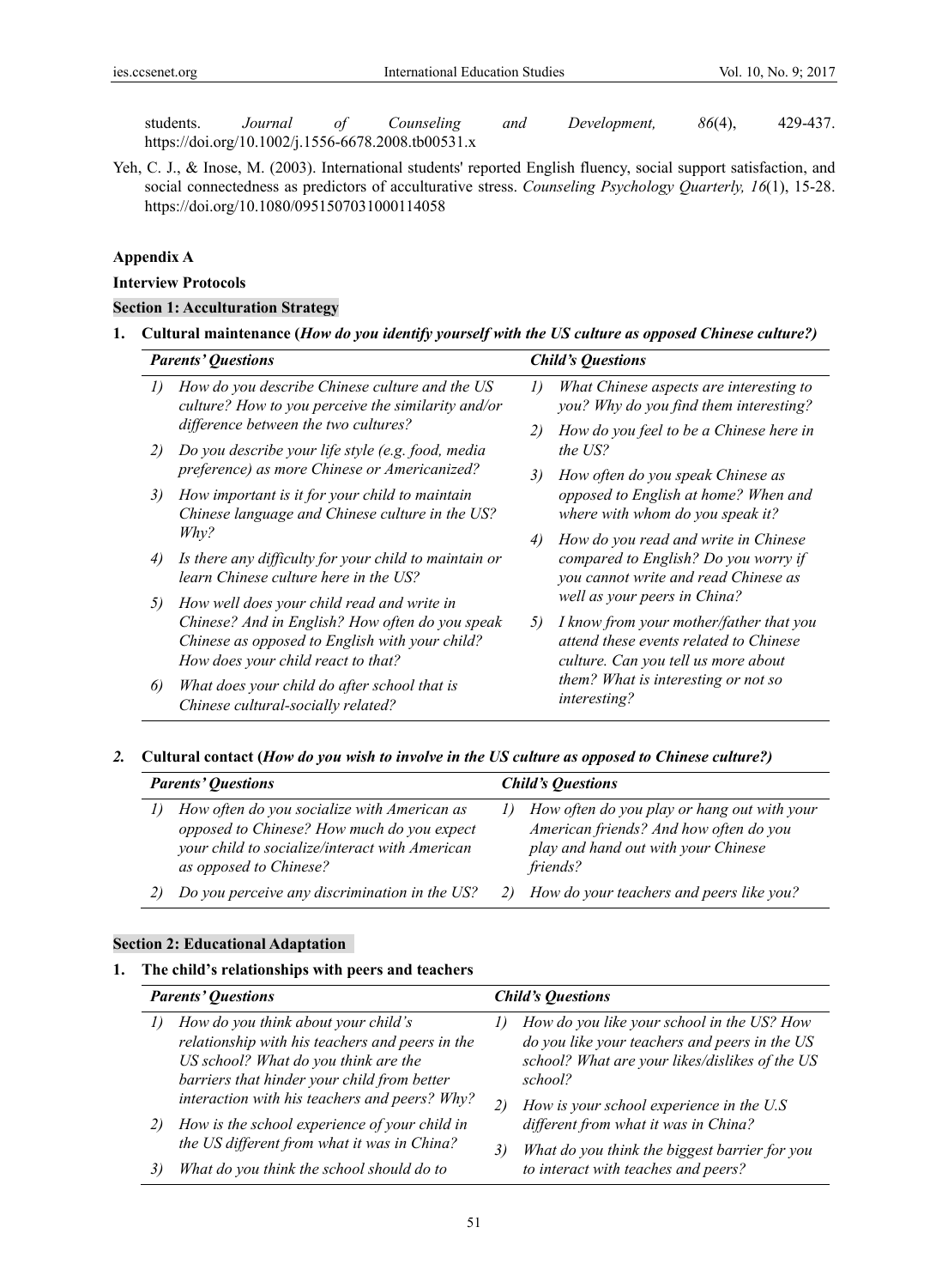students. *Journal of Counseling and Development, 86*(4), 429-437. https://doi.org/10.1002/j.1556-6678.2008.tb00531.x

Yeh, C. J., & Inose, M. (2003). International students' reported English fluency, social support satisfaction, and social connectedness as predictors of acculturative stress. *Counseling Psychology Quarterly, 16*(1), 15-28. https://doi.org/10.1080/0951507031000114058

## Appendix A

### Interview Protocols

### Section 1: Acculturation Strategy

**1. Cultural maintenance (*How do you identify yourself with the US culture as opposed Chinese culture?)***

| *Parents' Questions* | *Child's Questions* |
|---|---|
| *1) How do you describe Chinese culture and the US culture? How to you perceive the similarity and/or difference between the two cultures?* <br> *2) Do you describe your life style (e.g. food, media preference) as more Chinese or Americanized?* <br> *3) How important is it for your child to maintain Chinese language and Chinese culture in the US? Why?* <br> *4) Is there any difficulty for your child to maintain or learn Chinese culture here in the US?* <br> *5) How well does your child read and write in Chinese? And in English? How often do you speak Chinese as opposed to English with your child? How does your child react to that?* <br> *6) What does your child do after school that is Chinese cultural-socially related?* | *1) What Chinese aspects are interesting to you? Why do you find them interesting?* <br> *2) How do you feel to be a Chinese here in the US?* <br> *3) How often do you speak Chinese as opposed to English at home? When and where with whom do you speak it?* <br> *4) How do you read and write in Chinese compared to English? Do you worry if you cannot write and read Chinese as well as your peers in China?* <br> *5) I know from your mother/father that you attend these events related to Chinese culture. Can you tell us more about them? What is interesting or not so interesting?* |

***2.* Cultural contact (*How do you wish to involve in the US culture as opposed to Chinese culture?)***

| *Parents' Questions* | *Child's Questions* |
|---|---|
| *1) How often do you socialize with American as opposed to Chinese? How much do you expect your child to socialize/interact with American as opposed to Chinese?* | *1) How often do you play or hang out with your American friends? And how often do you play and hand out with your Chinese friends?* |
| *2) Do you perceive any discrimination in the US?* | *2) How do your teachers and peers like you?* |

### Section 2: Educational Adaptation

**1. The child's relationships with peers and teachers**

| *Parents' Questions* | *Child's Questions* |
|---|---|
| *1) How do you think about your child's relationship with his teachers and peers in the US school? What do you think are the barriers that hinder your child from better interaction with his teachers and peers? Why?* <br> *2) How is the school experience of your child in the US different from what it was in China?* <br> *3) What do you think the school should do to* | *1) How do you like your school in the US? How do you like your teachers and peers in the US school? What are your likes/dislikes of the US school?* <br> *2) How is your school experience in the U.S different from what it was in China?* <br> *3) What do you think the biggest barrier for you to interact with teaches and peers?* |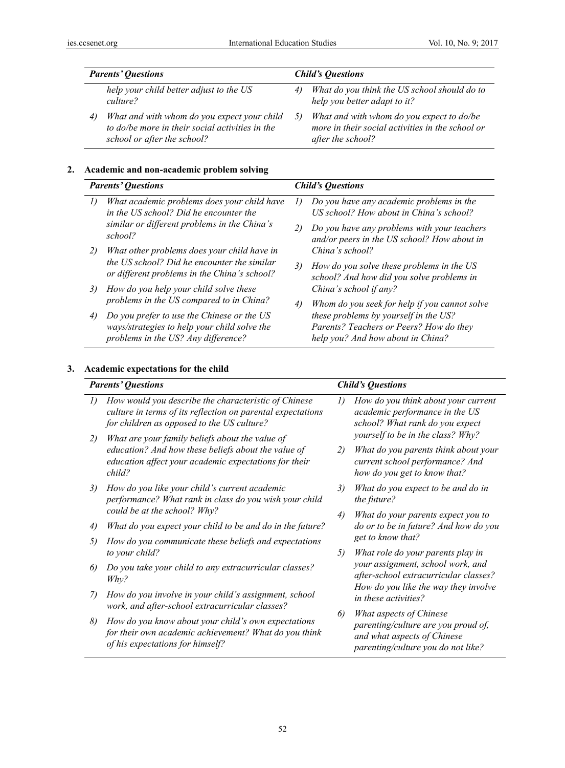| *Parents' Questions* | *Child's Questions* |
|---|---|
| *help your child better adjust to the US culture?* | *4) What do you think the US school should do to help you better adapt to it?* |
| *4) What and with whom do you expect your child to do/be more in their social activities in the school or after the school?* | *5) What and with whom do you expect to do/be more in their social activities in the school or after the school?* |

**2. Academic and non-academic problem solving**

| *Parents' Questions* | *Child's Questions* |
|---|---|
| *1) What academic problems does your child have in the US school? Did he encounter the similar or different problems in the China's school?*<br>*2) What other problems does your child have in the US school? Did he encounter the similar or different problems in the China's school?*<br>*3) How do you help your child solve these problems in the US compared to in China?*<br>*4) Do you prefer to use the Chinese or the US ways/strategies to help your child solve the problems in the US? Any difference?* | *1) Do you have any academic problems in the US school? How about in China's school?*<br>*2) Do you have any problems with your teachers and/or peers in the US school? How about in China's school?*<br>*3) How do you solve these problems in the US school? And how did you solve problems in China's school if any?*<br>*4) Whom do you seek for help if you cannot solve these problems by yourself in the US? Parents? Teachers or Peers? How do they help you? And how about in China?* |

**3. Academic expectations for the child**

| *Parents' Questions* | *Child's Questions* |
|---|---|
| *1) How would you describe the characteristic of Chinese culture in terms of its reflection on parental expectations for children as opposed to the US culture?*<br>*2) What are your family beliefs about the value of education? And how these beliefs about the value of education affect your academic expectations for their child?*<br>*3) How do you like your child's current academic performance? What rank in class do you wish your child could be at the school? Why?*<br>*4) What do you expect your child to be and do in the future?*<br>*5) How do you communicate these beliefs and expectations to your child?*<br>*6) Do you take your child to any extracurricular classes? Why?*<br>*7) How do you involve in your child's assignment, school work, and after-school extracurricular classes?*<br>*8) How do you know about your child's own expectations for their own academic achievement? What do you think of his expectations for himself?* | *1) How do you think about your current academic performance in the US school? What rank do you expect yourself to be in the class? Why?*<br>*2) What do you parents think about your current school performance? And how do you get to know that?*<br>*3) What do you expect to be and do in the future?*<br>*4) What do your parents expect you to do or to be in future? And how do you get to know that?*<br>*5) What role do your parents play in your assignment, school work, and after-school extracurricular classes? How do you like the way they involve in these activities?*<br>*6) What aspects of Chinese parenting/culture are you proud of, and what aspects of Chinese parenting/culture you do not like?* |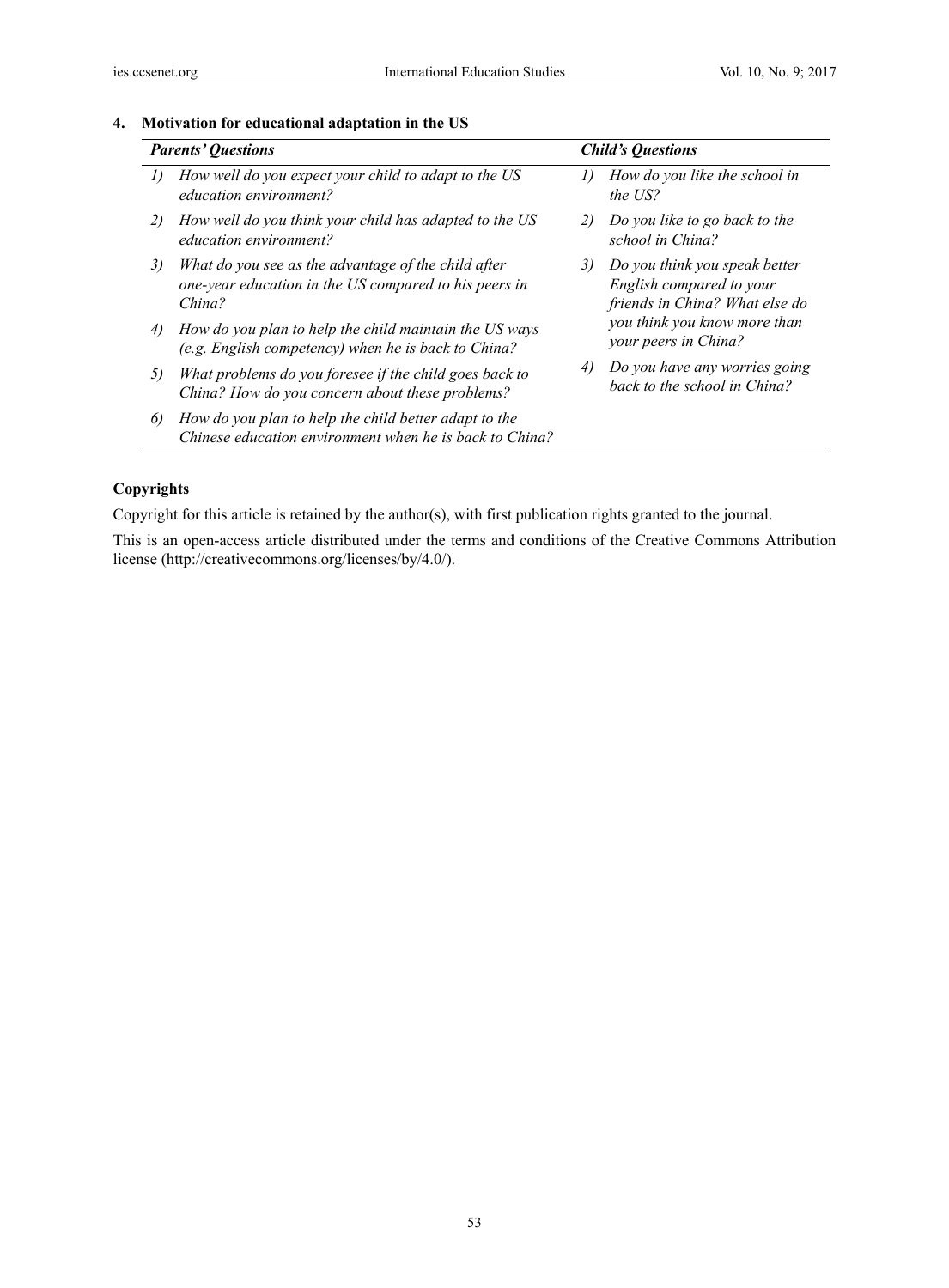## 4. Motivation for educational adaptation in the US

| ***Parents' Questions*** | ***Child's Questions*** |
|---|---|
| *1) How well do you expect your child to adapt to the US education environment?* | *1) How do you like the school in the US?* |
| *2) How well do you think your child has adapted to the US education environment?* | *2) Do you like to go back to the school in China?* |
| *3) What do you see as the advantage of the child after one-year education in the US compared to his peers in China?* | *3) Do you think you speak better English compared to your friends in China? What else do you think you know more than your peers in China?* |
| *4) How do you plan to help the child maintain the US ways (e.g. English competency) when he is back to China?* | |
| *5) What problems do you foresee if the child goes back to China? How do you concern about these problems?* | *4) Do you have any worries going back to the school in China?* |
| *6) How do you plan to help the child better adapt to the Chinese education environment when he is back to China?* | |

## Copyrights

Copyright for this article is retained by the author(s), with first publication rights granted to the journal.

This is an open-access article distributed under the terms and conditions of the Creative Commons Attribution license (http://creativecommons.org/licenses/by/4.0/).